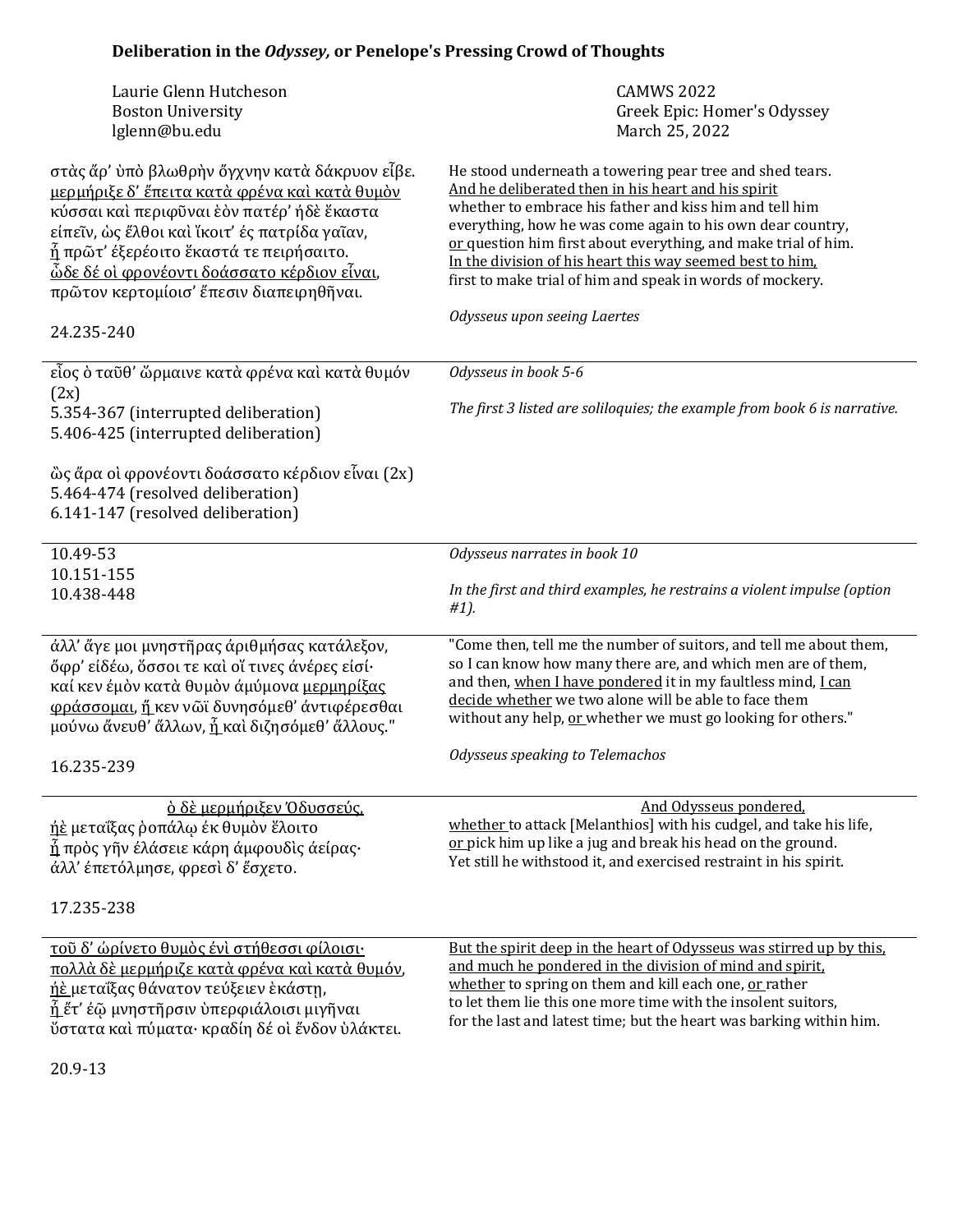**Deliberation in the *Odyssey*, or Penelope's Pressing Crowd of Thoughts**

| | |
|---|---|
| Laurie Glenn Hutcheson<br>Boston University<br>lglenn@bu.edu | CAMWS 2022<br>Greek Epic: Homer's Odyssey<br>March 25, 2022 |

| | |
|---|---|
| στὰς ἄρ' ὑπὸ βλωθρὴν ὄγχνην κατὰ δάκρυον εἶβε.<br><u>μερμήριξε δ' ἔπειτα κατὰ φρένα καὶ κατὰ θυμὸν</u><br>κύσσαι καὶ περιφῦναι ἑὸν πατέρ' ἠδὲ ἕκαστα<br>εἰπεῖν, ὡς ἔλθοι καὶ ἵκοιτ' ἐς πατρίδα γαῖαν,<br><u>ἦ</u> πρῶτ' ἐξερέοιτο ἕκαστά τε πειρήσαιτο.<br><u>ὧδε δέ οἱ φρονέοντι δοάσσατο κέρδιον εἶναι</u>,<br>πρῶτον κερτομίοισ' ἔπεσιν διαπειρηθῆναι.<br><br>24.235-240 | He stood underneath a towering pear tree and shed tears.<br><u>And he deliberated then in his heart and his spirit</u><br>whether to embrace his father and kiss him and tell him<br>everything, how he was come again to his own dear country,<br><u>or</u> question him first about everything, and make trial of him.<br><u>In the division of his heart this way seemed best to him,</u><br>first to make trial of him and speak in words of mockery.<br><br>*Odysseus upon seeing Laertes* |
| εἷος ὁ ταῦθ' ὥρμαινε κατὰ φρένα καὶ κατὰ θυμόν (2x)<br>5.354-367 (interrupted deliberation)<br>5.406-425 (interrupted deliberation)<br><br>ὣς ἄρα οἱ φρονέοντι δοάσσατο κέρδιον εἶναι (2x)<br>5.464-474 (resolved deliberation)<br>6.141-147 (resolved deliberation) | *Odysseus in book 5-6*<br><br>*The first 3 listed are soliloquies; the example from book 6 is narrative.* |
| 10.49-53<br>10.151-155<br>10.438-448 | *Odysseus narrates in book 10*<br><br>*In the first and third examples, he restrains a violent impulse (option #1).* |
| ἀλλ' ἄγε μοι μνηστῆρας ἀριθμήσας κατάλεξον,<br>ὄφρ' εἰδέω, ὅσσοι τε καὶ οἵ τινες ἀνέρες εἰσί·<br>καί κεν ἐμὸν κατὰ θυμὸν ἀμύμονα <u>μερμηρίξας</u><br><u>φράσσομαι</u>, <u>ἤ</u> κεν νῶϊ δυνησόμεθ' ἀντιφέρεσθαι<br>μούνω ἄνευθ' ἄλλων, <u>ἦ</u> καὶ διζησόμεθ' ἄλλους."<br><br>16.235-239 | "Come then, tell me the number of suitors, and tell me about them,<br>so I can know how many there are, and which men are of them,<br>and then, <u>when I have pondered</u> it in my faultless mind, <u>I can</u><br><u>decide whether</u> we two alone will be able to face them<br>without any help, <u>or</u> whether we must go looking for others."<br><br>*Odysseus speaking to Telemachos* |
| <u>ὁ δὲ μερμήριξεν Ὀδυσσεύς,</u><br><u>ἠὲ</u> μεταΐξας ῥοπάλῳ ἐκ θυμὸν ἕλοιτο<br><u>ἦ</u> πρὸς γῆν ἐλάσειε κάρη ἀμφουδὶς ἀείρας·<br>ἀλλ' ἐπετόλμησε, φρεσὶ δ' ἔσχετο.<br><br>17.235-238 | <u>And Odysseus pondered,</u><br><u>whether</u> to attack [Melanthios] with his cudgel, and take his life,<br><u>or</u> pick him up like a jug and break his head on the ground.<br>Yet still he withstood it, and exercised restraint in his spirit. |
| <u>τοῦ δ' ὠρίνετο θυμὸς ἐνὶ στήθεσσι φίλοισι·</u><br><u>πολλὰ δὲ μερμήριζε κατὰ φρένα καὶ κατὰ θυμόν</u>,<br><u>ἠὲ</u> μεταΐξας θάνατον τεύξειεν ἑκάστῃ,<br><u>ἦ</u> ἔτ' ἐῷ μνηστῆρσιν ὑπερφιάλοισι μιγῆναι<br>ὕστατα καὶ πύματα· κραδίη δέ οἱ ἔνδον ὑλάκτει.<br><br>20.9-13 | <u>But the spirit deep in the heart of Odysseus was stirred up by this,</u><br><u>and much he pondered in the division of mind and spirit,</u><br><u>whether</u> to spring on them and kill each one, <u>or</u> rather<br>to let them lie this one more time with the insolent suitors,<br>for the last and latest time; but the heart was barking within him. |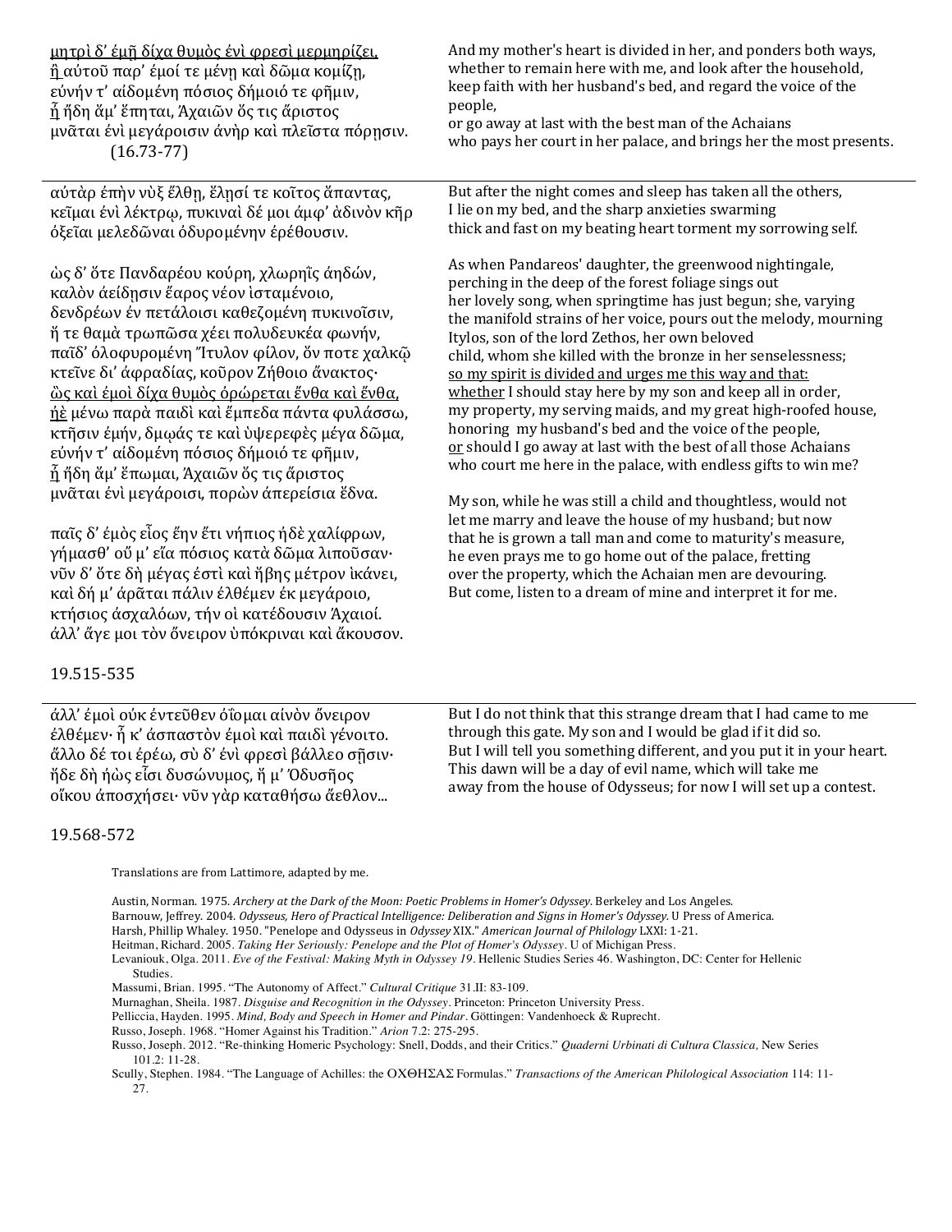| | |
|---|---|
| <u>μητρὶ δ' ἐμῇ δίχα θυμὸς ἐνὶ φρεσὶ μερμηρίζει,</u><br><u>ἢ</u> αὐτοῦ παρ' ἐμοί τε μένῃ καὶ δῶμα κομίζῃ,<br>εὐνήν τ' αἰδομένη πόσιος δήμοιό τε φῆμιν,<br><u>ἦ</u> ἤδη ἅμ' ἕπηται, Ἀχαιῶν ὅς τις ἄριστος<br>μνᾶται ἐνὶ μεγάροισιν ἀνὴρ καὶ πλεῖστα πόρῃσιν.<br>(16.73-77) | And my mother's heart is divided in her, and ponders both ways,<br>whether to remain here with me, and look after the household,<br>keep faith with her husband's bed, and regard the voice of the people,<br>or go away at last with the best man of the Achaians<br>who pays her court in her palace, and brings her the most presents. |
| αὐτὰρ ἐπὴν νὺξ ἔλθῃ, ἕλῃσί τε κοῖτος ἅπαντας,<br>κεῖμαι ἐνὶ λέκτρῳ, πυκιναὶ δέ μοι ἀμφ' ἀδινὸν κῆρ<br>ὀξεῖαι μελεδῶναι ὀδυρομένην ἐρέθουσιν.<br><br>ὡς δ' ὅτε Πανδαρέου κούρη, χλωρηῒς ἀηδών,<br>καλὸν ἀείδῃσιν ἔαρος νέον ἱσταμένοιο,<br>δενδρέων ἐν πετάλοισι καθεζομένη πυκινοῖσιν,<br>ἥ τε θαμὰ τρωπῶσα χέει πολυδευκέα φωνήν,<br>παῖδ' ὀλοφυρομένη Ἴτυλον φίλον, ὅν ποτε χαλκῷ<br>κτεῖνε δι' ἀφραδίας, κοῦρον Ζήθοιο ἄνακτος·<br><u>ὣς καὶ ἐμοὶ δίχα θυμὸς ὀρώρεται ἔνθα καὶ ἔνθα,</u><br><u>ἠὲ</u> μένω παρὰ παιδὶ καὶ ἔμπεδα πάντα φυλάσσω,<br>κτῆσιν ἐμήν, δμῳάς τε καὶ ὑψερεφὲς μέγα δῶμα,<br>εὐνήν τ' αἰδομένη πόσιος δήμοιό τε φῆμιν,<br><u>ἦ</u> ἤδη ἅμ' ἕπωμαι, Ἀχαιῶν ὅς τις ἄριστος<br>μνᾶται ἐνὶ μεγάροισι, πορὼν ἀπερείσια ἕδνα.<br><br>παῖς δ' ἐμὸς εἷος ἔην ἔτι νήπιος ἠδὲ χαλίφρων,<br>γήμασθ' οὔ μ' εἴα πόσιος κατὰ δῶμα λιποῦσαν·<br>νῦν δ' ὅτε δὴ μέγας ἐστὶ καὶ ἥβης μέτρον ἱκάνει,<br>καὶ δή μ' ἀρᾶται πάλιν ἐλθέμεν ἐκ μεγάροιο,<br>κτήσιος ἀσχαλόων, τήν οἱ κατέδουσιν Ἀχαιοί.<br>ἀλλ' ἄγε μοι τὸν ὄνειρον ὑπόκριναι καὶ ἄκουσον.<br><br>19.515-535 | But after the night comes and sleep has taken all the others,<br>I lie on my bed, and the sharp anxieties swarming<br>thick and fast on my beating heart torment my sorrowing self.<br><br>As when Pandareos' daughter, the greenwood nightingale,<br>perching in the deep of the forest foliage sings out<br>her lovely song, when springtime has just begun; she, varying<br>the manifold strains of her voice, pours out the melody, mourning<br>Itylos, son of the lord Zethos, her own beloved<br>child, whom she killed with the bronze in her senselessness;<br><u>so my spirit is divided and urges me this way and that:</u><br><u>whether</u> I should stay here by my son and keep all in order,<br>my property, my serving maids, and my great high-roofed house,<br>honoring my husband's bed and the voice of the people,<br><u>or</u> should I go away at last with the best of all those Achaians<br>who court me here in the palace, with endless gifts to win me?<br><br>My son, while he was still a child and thoughtless, would not<br>let me marry and leave the house of my husband; but now<br>that he is grown a tall man and come to maturity's measure,<br>he even prays me to go home out of the palace, fretting<br>over the property, which the Achaian men are devouring.<br>But come, listen to a dream of mine and interpret it for me. |
| ἀλλ' ἐμοὶ οὐκ ἐντεῦθεν ὀΐομαι αἰνὸν ὄνειρον<br>ἐλθέμεν· ἦ κ' ἀσπαστὸν ἐμοὶ καὶ παιδὶ γένοιτο.<br>ἄλλο δέ τοι ἐρέω, σὺ δ' ἐνὶ φρεσὶ βάλλεο σῇσιν·<br>ἥδε δὴ ἠὼς εἶσι δυσώνυμος, ἥ μ' Ὀδυσῆος<br>οἴκου ἀποσχήσει· νῦν γὰρ καταθήσω ἄεθλον...<br><br>19.568-572 | But I do not think that this strange dream that I had came to me<br>through this gate. My son and I would be glad if it did so.<br>But I will tell you something different, and you put it in your heart.<br>This dawn will be a day of evil name, which will take me<br>away from the house of Odysseus; for now I will set up a contest. |

Translations are from Lattimore, adapted by me.

Austin, Norman. 1975. *Archery at the Dark of the Moon: Poetic Problems in Homer's Odyssey*. Berkeley and Los Angeles.

Barnouw, Jeffrey. 2004. *Odysseus, Hero of Practical Intelligence: Deliberation and Signs in Homer's Odyssey*. U Press of America.

Harsh, Phillip Whaley. 1950. "Penelope and Odysseus in *Odyssey* XIX." *American Journal of Philology* LXXI: 1-21.

Heitman, Richard. 2005. *Taking Her Seriously: Penelope and the Plot of Homer's Odyssey*. U of Michigan Press.

Levaniouk, Olga. 2011. *Eve of the Festival: Making Myth in Odyssey 19*. Hellenic Studies Series 46. Washington, DC: Center for Hellenic Studies.

Massumi, Brian. 1995. "The Autonomy of Affect." *Cultural Critique* 31.II: 83-109.

Murnaghan, Sheila. 1987. *Disguise and Recognition in the Odyssey*. Princeton: Princeton University Press.

Pelliccia, Hayden. 1995. *Mind, Body and Speech in Homer and Pindar*. Göttingen: Vandenhoeck & Ruprecht.

Russo, Joseph. 1968. "Homer Against his Tradition." *Arion* 7.2: 275-295.

Russo, Joseph. 2012. "Re-thinking Homeric Psychology: Snell, Dodds, and their Critics." *Quaderni Urbinati di Cultura Classica*, New Series 101.2: 11-28.

Scully, Stephen. 1984. "The Language of Achilles: the ΟΧΘΗΣΑΣ Formulas." *Transactions of the American Philological Association* 114: 11-27.